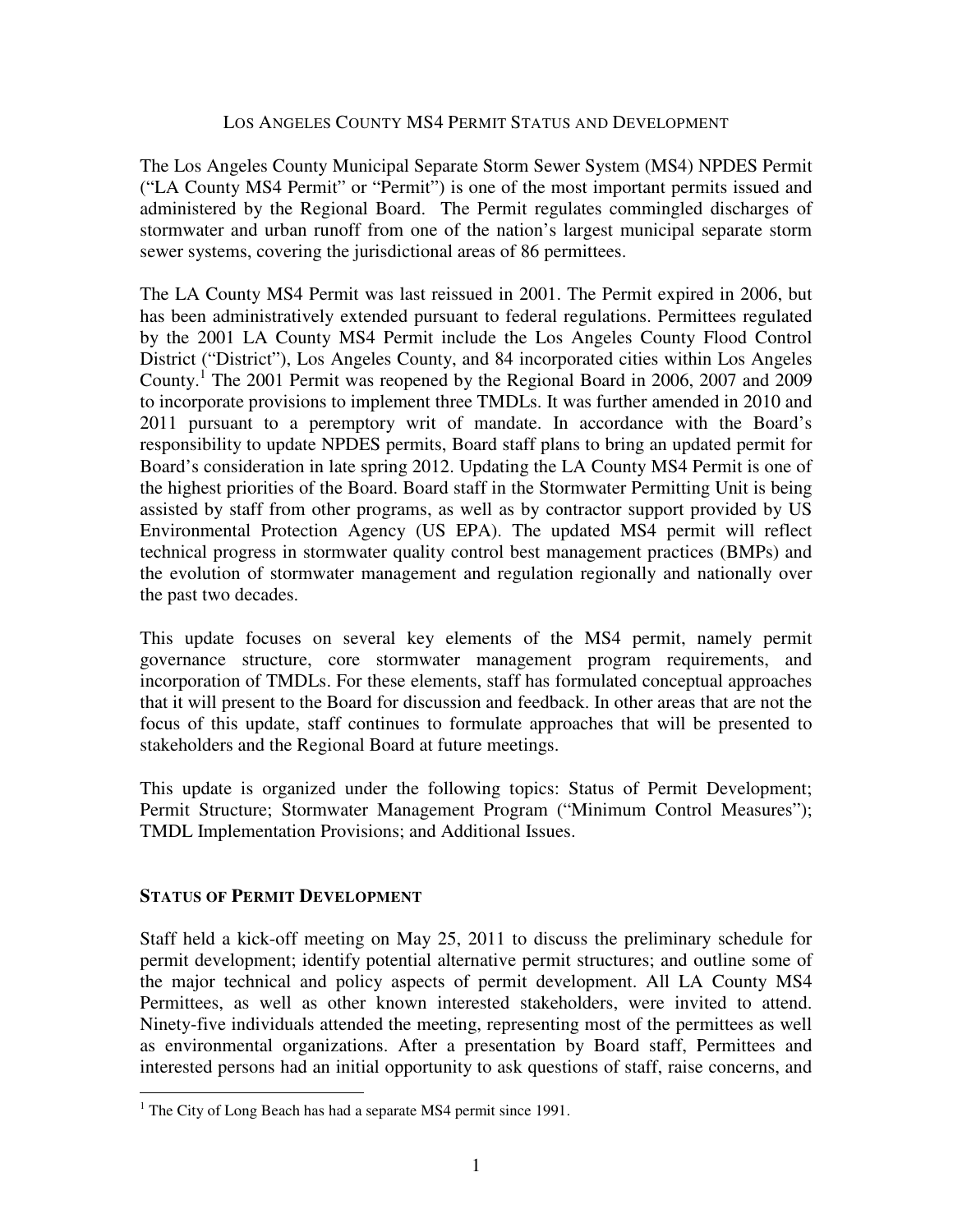# LOS ANGELES COUNTY MS4 PERMIT STATUS AND DEVELOPMENT

The Los Angeles County Municipal Separate Storm Sewer System (MS4) NPDES Permit ("LA County MS4 Permit" or "Permit") is one of the most important permits issued and administered by the Regional Board. The Permit regulates commingled discharges of stormwater and urban runoff from one of the nation's largest municipal separate storm sewer systems, covering the jurisdictional areas of 86 permittees.

The LA County MS4 Permit was last reissued in 2001. The Permit expired in 2006, but has been administratively extended pursuant to federal regulations. Permittees regulated by the 2001 LA County MS4 Permit include the Los Angeles County Flood Control District ("District"), Los Angeles County, and 84 incorporated cities within Los Angeles County.[1] The 2001 Permit was reopened by the Regional Board in 2006, 2007 and 2009 to incorporate provisions to implement three TMDLs. It was further amended in 2010 and 2011 pursuant to a peremptory writ of mandate. In accordance with the Board's responsibility to update NPDES permits, Board staff plans to bring an updated permit for Board's consideration in late spring 2012. Updating the LA County MS4 Permit is one of the highest priorities of the Board. Board staff in the Stormwater Permitting Unit is being assisted by staff from other programs, as well as by contractor support provided by US Environmental Protection Agency (US EPA). The updated MS4 permit will reflect technical progress in stormwater quality control best management practices (BMPs) and the evolution of stormwater management and regulation regionally and nationally over the past two decades.

This update focuses on several key elements of the MS4 permit, namely permit governance structure, core stormwater management program requirements, and incorporation of TMDLs. For these elements, staff has formulated conceptual approaches that it will present to the Board for discussion and feedback. In other areas that are not the focus of this update, staff continues to formulate approaches that will be presented to stakeholders and the Regional Board at future meetings.

This update is organized under the following topics: Status of Permit Development; Permit Structure; Stormwater Management Program ("Minimum Control Measures"); TMDL Implementation Provisions; and Additional Issues.

## STATUS OF PERMIT DEVELOPMENT

Staff held a kick-off meeting on May 25, 2011 to discuss the preliminary schedule for permit development; identify potential alternative permit structures; and outline some of the major technical and policy aspects of permit development. All LA County MS4 Permittees, as well as other known interested stakeholders, were invited to attend. Ninety-five individuals attended the meeting, representing most of the permittees as well as environmental organizations. After a presentation by Board staff, Permittees and interested persons had an initial opportunity to ask questions of staff, raise concerns, and

[1] The City of Long Beach has had a separate MS4 permit since 1991.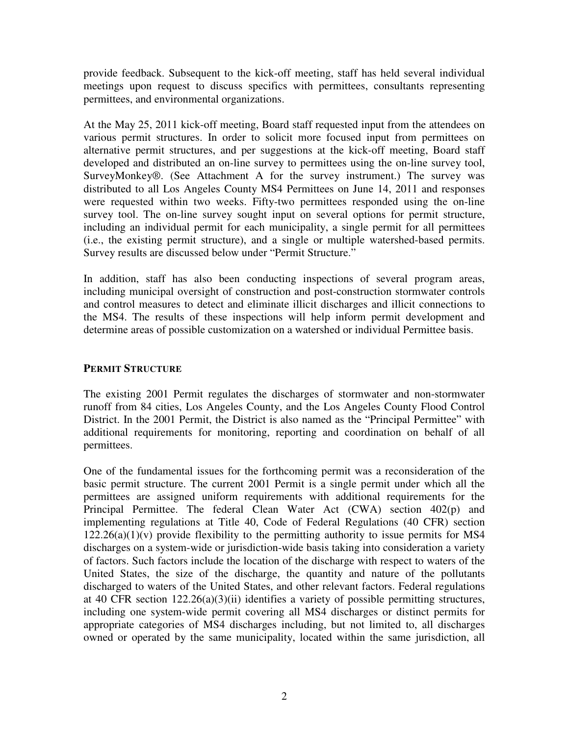provide feedback. Subsequent to the kick-off meeting, staff has held several individual meetings upon request to discuss specifics with permittees, consultants representing permittees, and environmental organizations.

At the May 25, 2011 kick-off meeting, Board staff requested input from the attendees on various permit structures. In order to solicit more focused input from permittees on alternative permit structures, and per suggestions at the kick-off meeting, Board staff developed and distributed an on-line survey to permittees using the on-line survey tool, SurveyMonkey®. (See Attachment A for the survey instrument.) The survey was distributed to all Los Angeles County MS4 Permittees on June 14, 2011 and responses were requested within two weeks. Fifty-two permittees responded using the on-line survey tool. The on-line survey sought input on several options for permit structure, including an individual permit for each municipality, a single permit for all permittees (i.e., the existing permit structure), and a single or multiple watershed-based permits. Survey results are discussed below under "Permit Structure."

In addition, staff has also been conducting inspections of several program areas, including municipal oversight of construction and post-construction stormwater controls and control measures to detect and eliminate illicit discharges and illicit connections to the MS4. The results of these inspections will help inform permit development and determine areas of possible customization on a watershed or individual Permittee basis.

## PERMIT STRUCTURE

The existing 2001 Permit regulates the discharges of stormwater and non-stormwater runoff from 84 cities, Los Angeles County, and the Los Angeles County Flood Control District. In the 2001 Permit, the District is also named as the "Principal Permittee" with additional requirements for monitoring, reporting and coordination on behalf of all permittees.

One of the fundamental issues for the forthcoming permit was a reconsideration of the basic permit structure. The current 2001 Permit is a single permit under which all the permittees are assigned uniform requirements with additional requirements for the Principal Permittee. The federal Clean Water Act (CWA) section 402(p) and implementing regulations at Title 40, Code of Federal Regulations (40 CFR) section 122.26(a)(1)(v) provide flexibility to the permitting authority to issue permits for MS4 discharges on a system-wide or jurisdiction-wide basis taking into consideration a variety of factors. Such factors include the location of the discharge with respect to waters of the United States, the size of the discharge, the quantity and nature of the pollutants discharged to waters of the United States, and other relevant factors. Federal regulations at 40 CFR section 122.26(a)(3)(ii) identifies a variety of possible permitting structures, including one system-wide permit covering all MS4 discharges or distinct permits for appropriate categories of MS4 discharges including, but not limited to, all discharges owned or operated by the same municipality, located within the same jurisdiction, all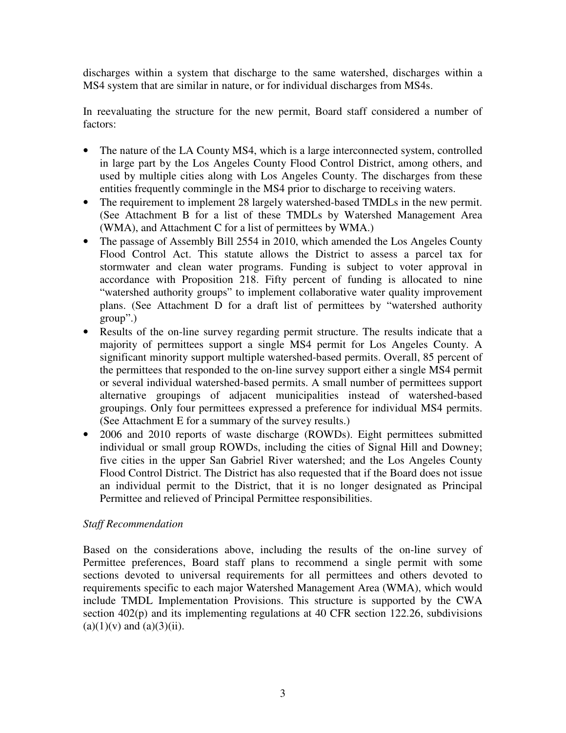discharges within a system that discharge to the same watershed, discharges within a MS4 system that are similar in nature, or for individual discharges from MS4s.

In reevaluating the structure for the new permit, Board staff considered a number of factors:

- The nature of the LA County MS4, which is a large interconnected system, controlled in large part by the Los Angeles County Flood Control District, among others, and used by multiple cities along with Los Angeles County. The discharges from these entities frequently commingle in the MS4 prior to discharge to receiving waters.
- The requirement to implement 28 largely watershed-based TMDLs in the new permit. (See Attachment B for a list of these TMDLs by Watershed Management Area (WMA), and Attachment C for a list of permittees by WMA.)
- The passage of Assembly Bill 2554 in 2010, which amended the Los Angeles County Flood Control Act. This statute allows the District to assess a parcel tax for stormwater and clean water programs. Funding is subject to voter approval in accordance with Proposition 218. Fifty percent of funding is allocated to nine "watershed authority groups" to implement collaborative water quality improvement plans. (See Attachment D for a draft list of permittees by "watershed authority group".)
- Results of the on-line survey regarding permit structure. The results indicate that a majority of permittees support a single MS4 permit for Los Angeles County. A significant minority support multiple watershed-based permits. Overall, 85 percent of the permittees that responded to the on-line survey support either a single MS4 permit or several individual watershed-based permits. A small number of permittees support alternative groupings of adjacent municipalities instead of watershed-based groupings. Only four permittees expressed a preference for individual MS4 permits. (See Attachment E for a summary of the survey results.)
- 2006 and 2010 reports of waste discharge (ROWDs). Eight permittees submitted individual or small group ROWDs, including the cities of Signal Hill and Downey; five cities in the upper San Gabriel River watershed; and the Los Angeles County Flood Control District. The District has also requested that if the Board does not issue an individual permit to the District, that it is no longer designated as Principal Permittee and relieved of Principal Permittee responsibilities.

*Staff Recommendation*

Based on the considerations above, including the results of the on-line survey of Permittee preferences, Board staff plans to recommend a single permit with some sections devoted to universal requirements for all permittees and others devoted to requirements specific to each major Watershed Management Area (WMA), which would include TMDL Implementation Provisions. This structure is supported by the CWA section 402(p) and its implementing regulations at 40 CFR section 122.26, subdivisions (a)(1)(v) and (a)(3)(ii).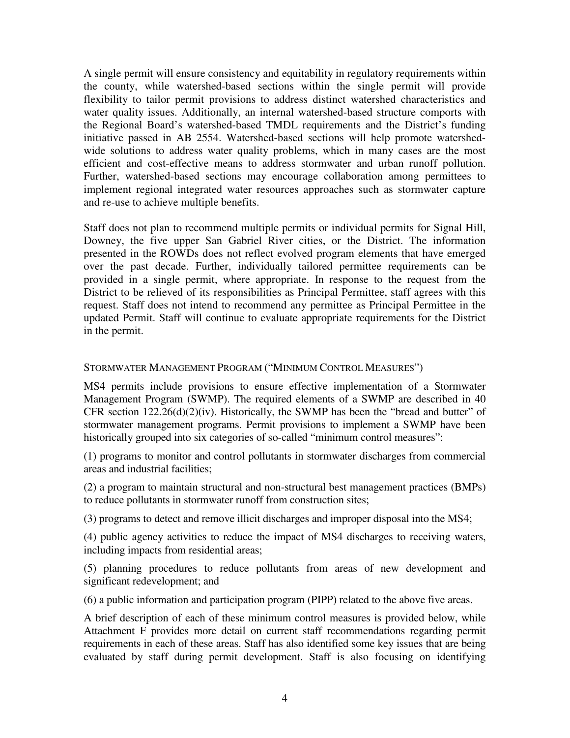A single permit will ensure consistency and equitability in regulatory requirements within the county, while watershed-based sections within the single permit will provide flexibility to tailor permit provisions to address distinct watershed characteristics and water quality issues. Additionally, an internal watershed-based structure comports with the Regional Board's watershed-based TMDL requirements and the District's funding initiative passed in AB 2554. Watershed-based sections will help promote watershed-wide solutions to address water quality problems, which in many cases are the most efficient and cost-effective means to address stormwater and urban runoff pollution. Further, watershed-based sections may encourage collaboration among permittees to implement regional integrated water resources approaches such as stormwater capture and re-use to achieve multiple benefits.

Staff does not plan to recommend multiple permits or individual permits for Signal Hill, Downey, the five upper San Gabriel River cities, or the District. The information presented in the ROWDs does not reflect evolved program elements that have emerged over the past decade. Further, individually tailored permittee requirements can be provided in a single permit, where appropriate. In response to the request from the District to be relieved of its responsibilities as Principal Permittee, staff agrees with this request. Staff does not intend to recommend any permittee as Principal Permittee in the updated Permit. Staff will continue to evaluate appropriate requirements for the District in the permit.

### STORMWATER MANAGEMENT PROGRAM ("MINIMUM CONTROL MEASURES")

MS4 permits include provisions to ensure effective implementation of a Stormwater Management Program (SWMP). The required elements of a SWMP are described in 40 CFR section 122.26(d)(2)(iv). Historically, the SWMP has been the "bread and butter" of stormwater management programs. Permit provisions to implement a SWMP have been historically grouped into six categories of so-called "minimum control measures":

(1) programs to monitor and control pollutants in stormwater discharges from commercial areas and industrial facilities;

(2) a program to maintain structural and non-structural best management practices (BMPs) to reduce pollutants in stormwater runoff from construction sites;

(3) programs to detect and remove illicit discharges and improper disposal into the MS4;

(4) public agency activities to reduce the impact of MS4 discharges to receiving waters, including impacts from residential areas;

(5) planning procedures to reduce pollutants from areas of new development and significant redevelopment; and

(6) a public information and participation program (PIPP) related to the above five areas.

A brief description of each of these minimum control measures is provided below, while Attachment F provides more detail on current staff recommendations regarding permit requirements in each of these areas. Staff has also identified some key issues that are being evaluated by staff during permit development. Staff is also focusing on identifying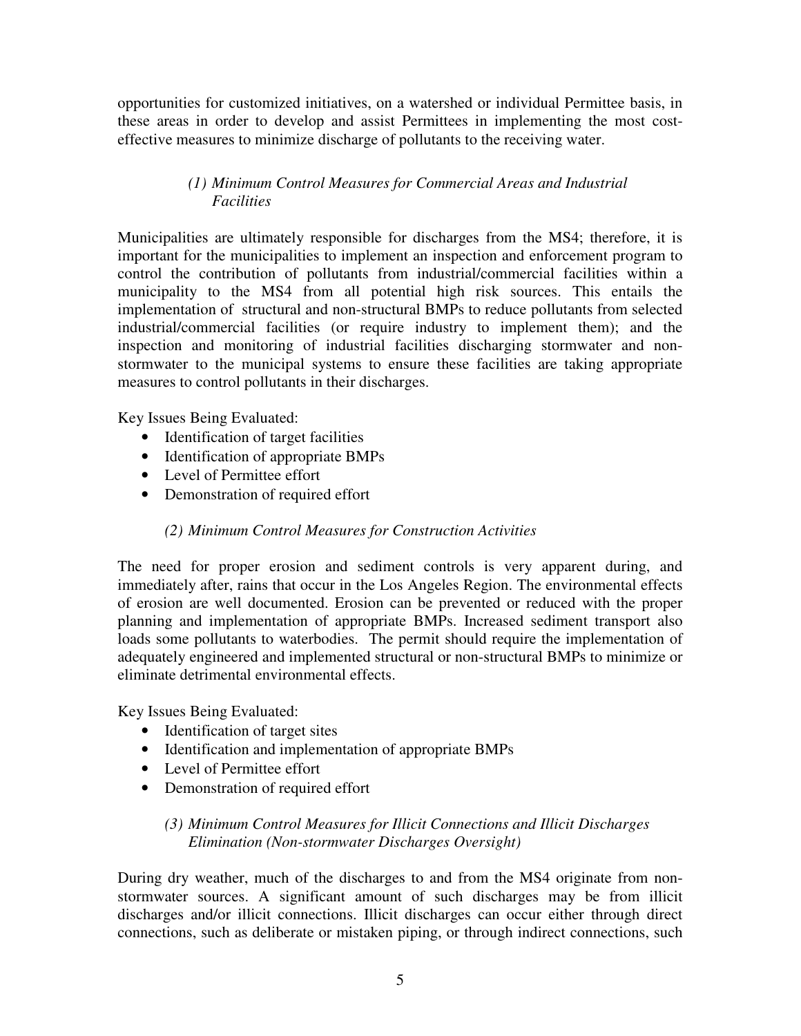opportunities for customized initiatives, on a watershed or individual Permittee basis, in these areas in order to develop and assist Permittees in implementing the most cost-effective measures to minimize discharge of pollutants to the receiving water.

### *(1) Minimum Control Measures for Commercial Areas and Industrial Facilities*

Municipalities are ultimately responsible for discharges from the MS4; therefore, it is important for the municipalities to implement an inspection and enforcement program to control the contribution of pollutants from industrial/commercial facilities within a municipality to the MS4 from all potential high risk sources. This entails the implementation of structural and non-structural BMPs to reduce pollutants from selected industrial/commercial facilities (or require industry to implement them); and the inspection and monitoring of industrial facilities discharging stormwater and non-stormwater to the municipal systems to ensure these facilities are taking appropriate measures to control pollutants in their discharges.

Key Issues Being Evaluated:

- Identification of target facilities
- Identification of appropriate BMPs
- Level of Permittee effort
- Demonstration of required effort

### *(2) Minimum Control Measures for Construction Activities*

The need for proper erosion and sediment controls is very apparent during, and immediately after, rains that occur in the Los Angeles Region. The environmental effects of erosion are well documented. Erosion can be prevented or reduced with the proper planning and implementation of appropriate BMPs. Increased sediment transport also loads some pollutants to waterbodies. The permit should require the implementation of adequately engineered and implemented structural or non-structural BMPs to minimize or eliminate detrimental environmental effects.

Key Issues Being Evaluated:

- Identification of target sites
- Identification and implementation of appropriate BMPs
- Level of Permittee effort
- Demonstration of required effort

### *(3) Minimum Control Measures for Illicit Connections and Illicit Discharges Elimination (Non-stormwater Discharges Oversight)*

During dry weather, much of the discharges to and from the MS4 originate from non-stormwater sources. A significant amount of such discharges may be from illicit discharges and/or illicit connections. Illicit discharges can occur either through direct connections, such as deliberate or mistaken piping, or through indirect connections, such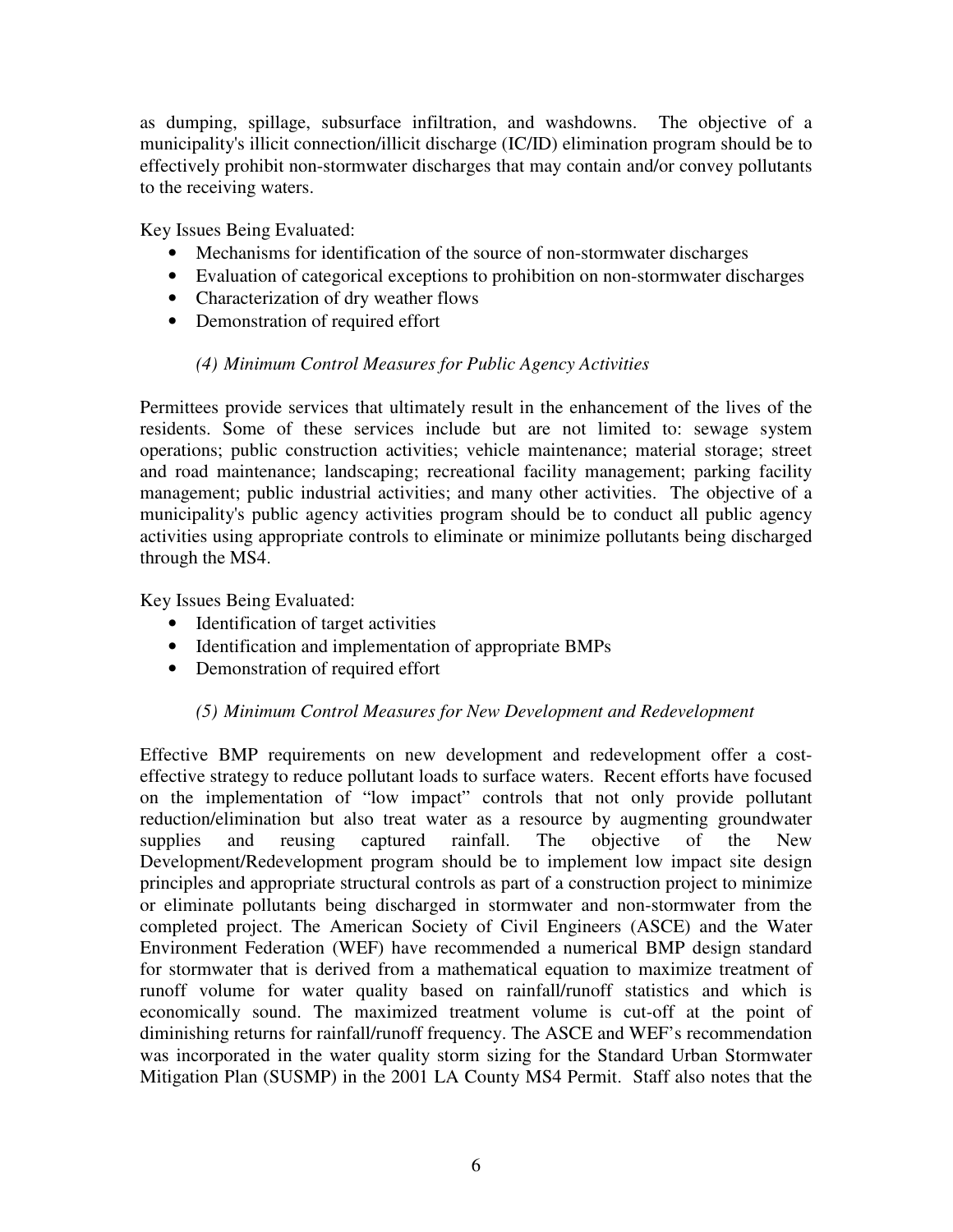as dumping, spillage, subsurface infiltration, and washdowns. The objective of a municipality's illicit connection/illicit discharge (IC/ID) elimination program should be to effectively prohibit non-stormwater discharges that may contain and/or convey pollutants to the receiving waters.

Key Issues Being Evaluated:

- Mechanisms for identification of the source of non-stormwater discharges
- Evaluation of categorical exceptions to prohibition on non-stormwater discharges
- Characterization of dry weather flows
- Demonstration of required effort

*(4) Minimum Control Measures for Public Agency Activities*

Permittees provide services that ultimately result in the enhancement of the lives of the residents. Some of these services include but are not limited to: sewage system operations; public construction activities; vehicle maintenance; material storage; street and road maintenance; landscaping; recreational facility management; parking facility management; public industrial activities; and many other activities. The objective of a municipality's public agency activities program should be to conduct all public agency activities using appropriate controls to eliminate or minimize pollutants being discharged through the MS4.

Key Issues Being Evaluated:

- Identification of target activities
- Identification and implementation of appropriate BMPs
- Demonstration of required effort

*(5) Minimum Control Measures for New Development and Redevelopment*

Effective BMP requirements on new development and redevelopment offer a cost-effective strategy to reduce pollutant loads to surface waters. Recent efforts have focused on the implementation of "low impact" controls that not only provide pollutant reduction/elimination but also treat water as a resource by augmenting groundwater supplies and reusing captured rainfall. The objective of the New Development/Redevelopment program should be to implement low impact site design principles and appropriate structural controls as part of a construction project to minimize or eliminate pollutants being discharged in stormwater and non-stormwater from the completed project. The American Society of Civil Engineers (ASCE) and the Water Environment Federation (WEF) have recommended a numerical BMP design standard for stormwater that is derived from a mathematical equation to maximize treatment of runoff volume for water quality based on rainfall/runoff statistics and which is economically sound. The maximized treatment volume is cut-off at the point of diminishing returns for rainfall/runoff frequency. The ASCE and WEF's recommendation was incorporated in the water quality storm sizing for the Standard Urban Stormwater Mitigation Plan (SUSMP) in the 2001 LA County MS4 Permit. Staff also notes that the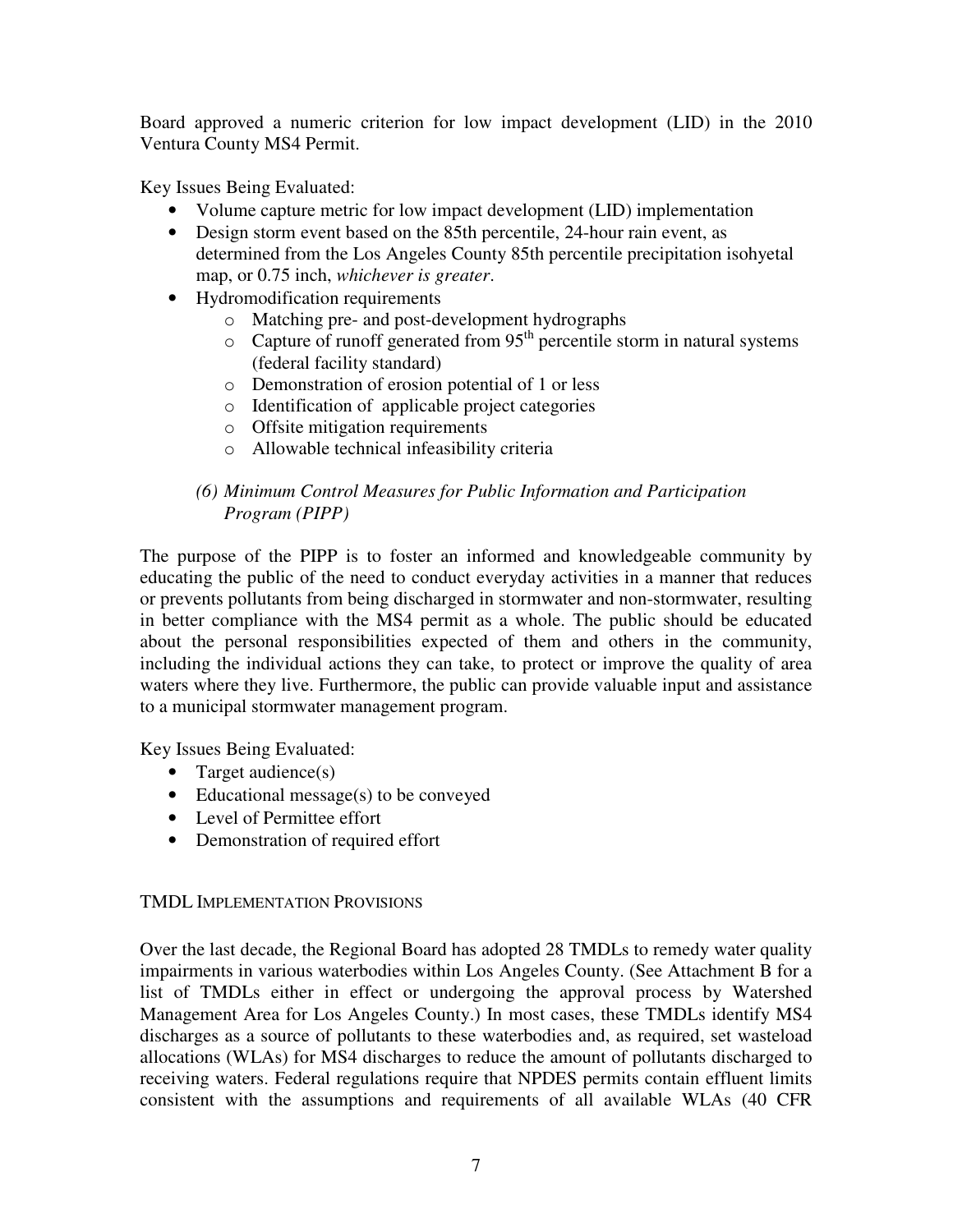Board approved a numeric criterion for low impact development (LID) in the 2010 Ventura County MS4 Permit.

Key Issues Being Evaluated:

- Volume capture metric for low impact development (LID) implementation
- Design storm event based on the 85th percentile, 24-hour rain event, as determined from the Los Angeles County 85th percentile precipitation isohyetal map, or 0.75 inch, *whichever is greater*.
- Hydromodification requirements
  - Matching pre- and post-development hydrographs
  - Capture of runoff generated from 95th percentile storm in natural systems (federal facility standard)
  - Demonstration of erosion potential of 1 or less
  - Identification of applicable project categories
  - Offsite mitigation requirements
  - Allowable technical infeasibility criteria

*(6) Minimum Control Measures for Public Information and Participation Program (PIPP)*

The purpose of the PIPP is to foster an informed and knowledgeable community by educating the public of the need to conduct everyday activities in a manner that reduces or prevents pollutants from being discharged in stormwater and non-stormwater, resulting in better compliance with the MS4 permit as a whole. The public should be educated about the personal responsibilities expected of them and others in the community, including the individual actions they can take, to protect or improve the quality of area waters where they live. Furthermore, the public can provide valuable input and assistance to a municipal stormwater management program.

Key Issues Being Evaluated:

- Target audience(s)
- Educational message(s) to be conveyed
- Level of Permittee effort
- Demonstration of required effort

TMDL IMPLEMENTATION PROVISIONS

Over the last decade, the Regional Board has adopted 28 TMDLs to remedy water quality impairments in various waterbodies within Los Angeles County. (See Attachment B for a list of TMDLs either in effect or undergoing the approval process by Watershed Management Area for Los Angeles County.) In most cases, these TMDLs identify MS4 discharges as a source of pollutants to these waterbodies and, as required, set wasteload allocations (WLAs) for MS4 discharges to reduce the amount of pollutants discharged to receiving waters. Federal regulations require that NPDES permits contain effluent limits consistent with the assumptions and requirements of all available WLAs (40 CFR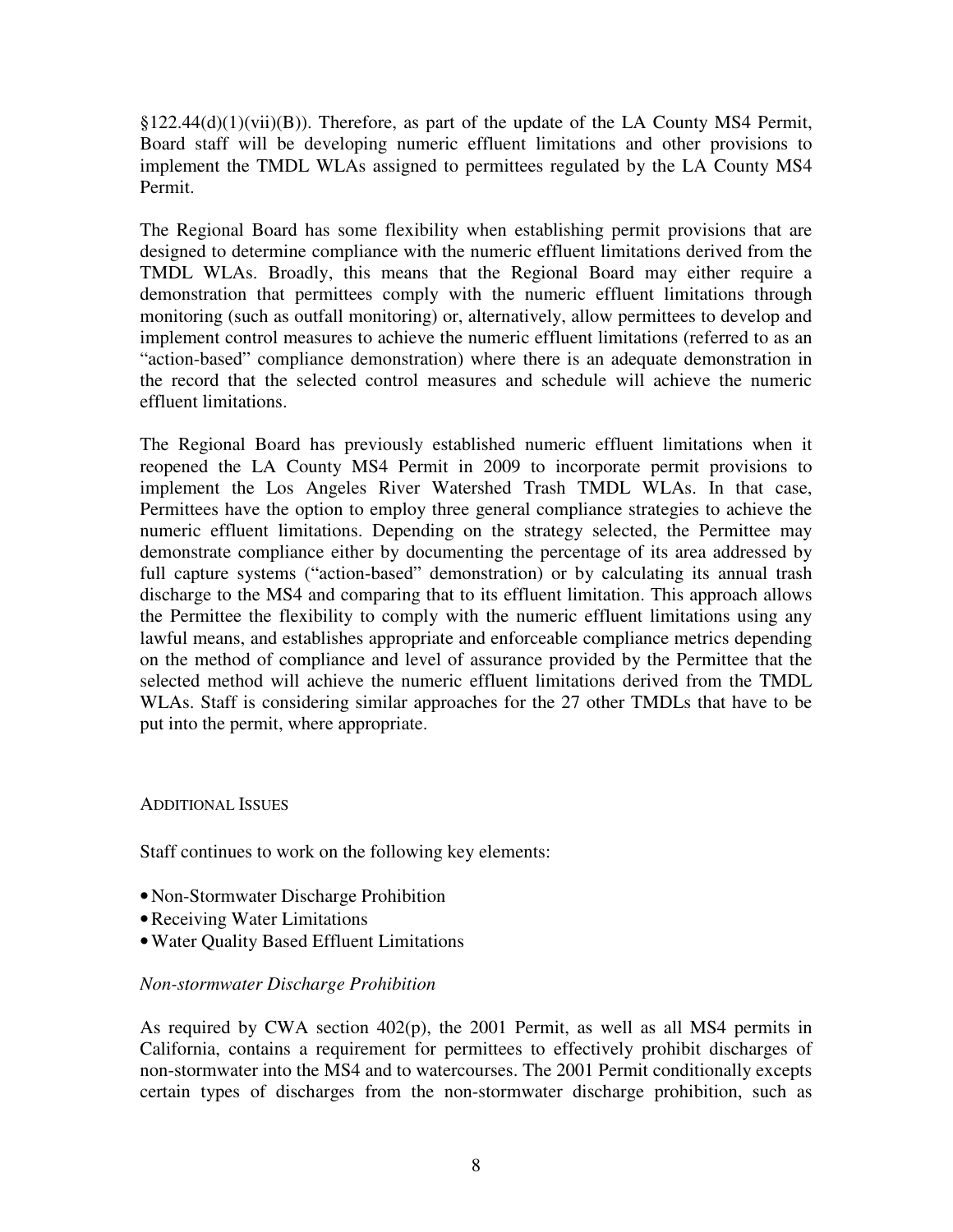§122.44(d)(1)(vii)(B)). Therefore, as part of the update of the LA County MS4 Permit, Board staff will be developing numeric effluent limitations and other provisions to implement the TMDL WLAs assigned to permittees regulated by the LA County MS4 Permit.

The Regional Board has some flexibility when establishing permit provisions that are designed to determine compliance with the numeric effluent limitations derived from the TMDL WLAs. Broadly, this means that the Regional Board may either require a demonstration that permittees comply with the numeric effluent limitations through monitoring (such as outfall monitoring) or, alternatively, allow permittees to develop and implement control measures to achieve the numeric effluent limitations (referred to as an "action-based" compliance demonstration) where there is an adequate demonstration in the record that the selected control measures and schedule will achieve the numeric effluent limitations.

The Regional Board has previously established numeric effluent limitations when it reopened the LA County MS4 Permit in 2009 to incorporate permit provisions to implement the Los Angeles River Watershed Trash TMDL WLAs. In that case, Permittees have the option to employ three general compliance strategies to achieve the numeric effluent limitations. Depending on the strategy selected, the Permittee may demonstrate compliance either by documenting the percentage of its area addressed by full capture systems ("action-based" demonstration) or by calculating its annual trash discharge to the MS4 and comparing that to its effluent limitation. This approach allows the Permittee the flexibility to comply with the numeric effluent limitations using any lawful means, and establishes appropriate and enforceable compliance metrics depending on the method of compliance and level of assurance provided by the Permittee that the selected method will achieve the numeric effluent limitations derived from the TMDL WLAs. Staff is considering similar approaches for the 27 other TMDLs that have to be put into the permit, where appropriate.

## Additional Issues

Staff continues to work on the following key elements:

- Non-Stormwater Discharge Prohibition
- Receiving Water Limitations
- Water Quality Based Effluent Limitations

### *Non-stormwater Discharge Prohibition*

As required by CWA section 402(p), the 2001 Permit, as well as all MS4 permits in California, contains a requirement for permittees to effectively prohibit discharges of non-stormwater into the MS4 and to watercourses. The 2001 Permit conditionally excepts certain types of discharges from the non-stormwater discharge prohibition, such as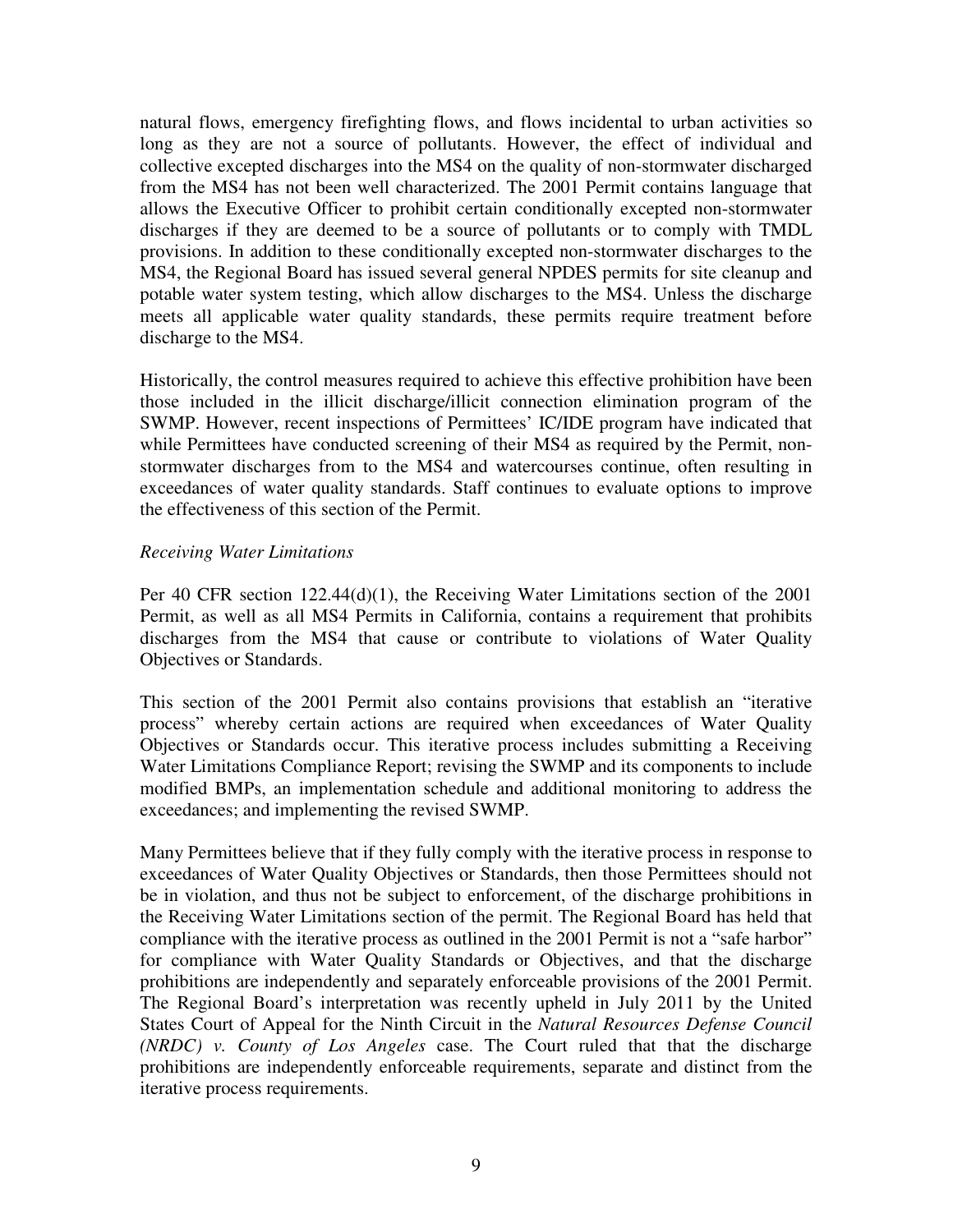natural flows, emergency firefighting flows, and flows incidental to urban activities so long as they are not a source of pollutants. However, the effect of individual and collective excepted discharges into the MS4 on the quality of non-stormwater discharged from the MS4 has not been well characterized. The 2001 Permit contains language that allows the Executive Officer to prohibit certain conditionally excepted non-stormwater discharges if they are deemed to be a source of pollutants or to comply with TMDL provisions. In addition to these conditionally excepted non-stormwater discharges to the MS4, the Regional Board has issued several general NPDES permits for site cleanup and potable water system testing, which allow discharges to the MS4. Unless the discharge meets all applicable water quality standards, these permits require treatment before discharge to the MS4.

Historically, the control measures required to achieve this effective prohibition have been those included in the illicit discharge/illicit connection elimination program of the SWMP. However, recent inspections of Permittees' IC/IDE program have indicated that while Permittees have conducted screening of their MS4 as required by the Permit, non-stormwater discharges from to the MS4 and watercourses continue, often resulting in exceedances of water quality standards. Staff continues to evaluate options to improve the effectiveness of this section of the Permit.

*Receiving Water Limitations*

Per 40 CFR section 122.44(d)(1), the Receiving Water Limitations section of the 2001 Permit, as well as all MS4 Permits in California, contains a requirement that prohibits discharges from the MS4 that cause or contribute to violations of Water Quality Objectives or Standards.

This section of the 2001 Permit also contains provisions that establish an "iterative process" whereby certain actions are required when exceedances of Water Quality Objectives or Standards occur. This iterative process includes submitting a Receiving Water Limitations Compliance Report; revising the SWMP and its components to include modified BMPs, an implementation schedule and additional monitoring to address the exceedances; and implementing the revised SWMP.

Many Permittees believe that if they fully comply with the iterative process in response to exceedances of Water Quality Objectives or Standards, then those Permittees should not be in violation, and thus not be subject to enforcement, of the discharge prohibitions in the Receiving Water Limitations section of the permit. The Regional Board has held that compliance with the iterative process as outlined in the 2001 Permit is not a "safe harbor" for compliance with Water Quality Standards or Objectives, and that the discharge prohibitions are independently and separately enforceable provisions of the 2001 Permit. The Regional Board's interpretation was recently upheld in July 2011 by the United States Court of Appeal for the Ninth Circuit in the *Natural Resources Defense Council (NRDC) v. County of Los Angeles* case. The Court ruled that that the discharge prohibitions are independently enforceable requirements, separate and distinct from the iterative process requirements.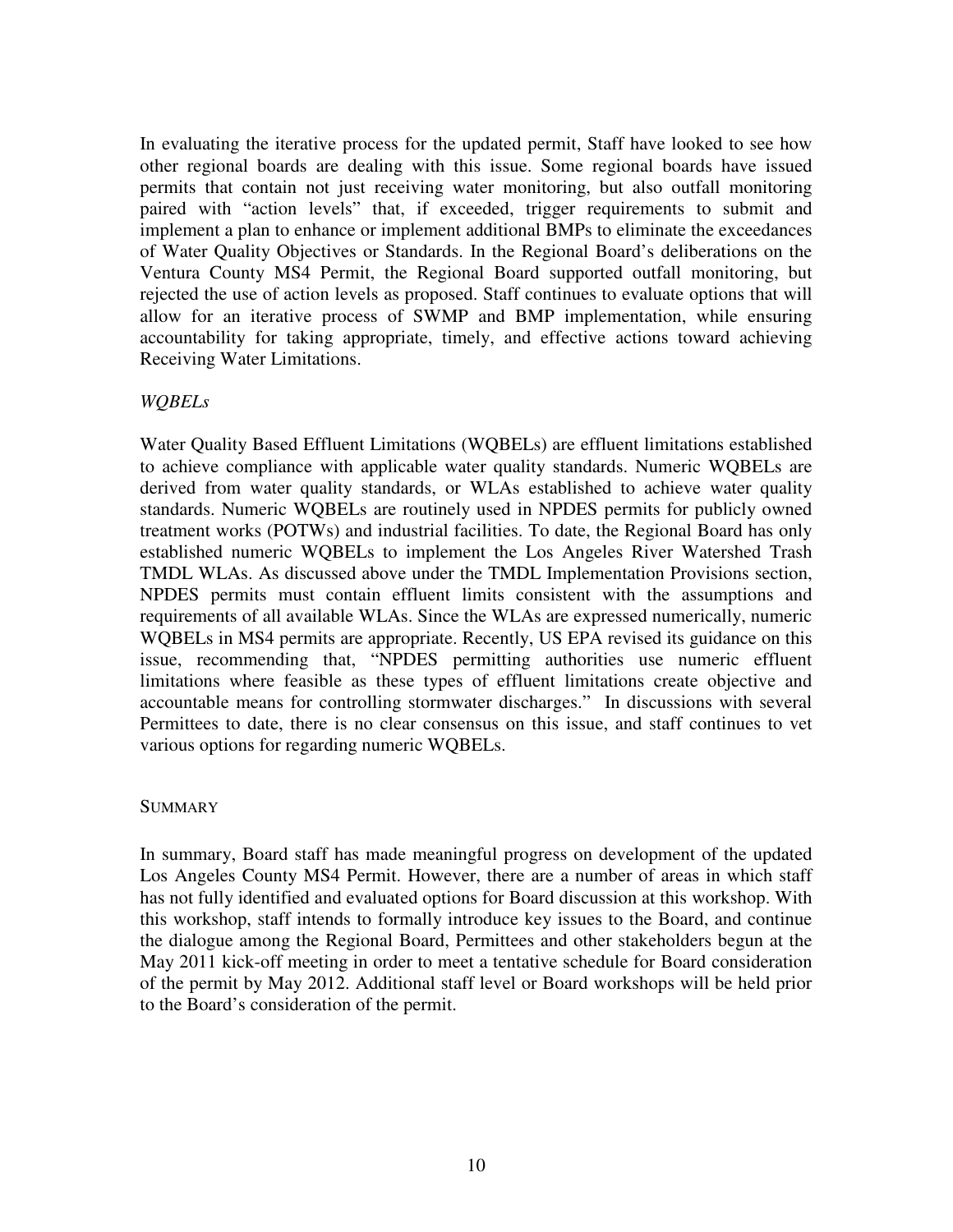In evaluating the iterative process for the updated permit, Staff have looked to see how other regional boards are dealing with this issue. Some regional boards have issued permits that contain not just receiving water monitoring, but also outfall monitoring paired with "action levels" that, if exceeded, trigger requirements to submit and implement a plan to enhance or implement additional BMPs to eliminate the exceedances of Water Quality Objectives or Standards. In the Regional Board's deliberations on the Ventura County MS4 Permit, the Regional Board supported outfall monitoring, but rejected the use of action levels as proposed. Staff continues to evaluate options that will allow for an iterative process of SWMP and BMP implementation, while ensuring accountability for taking appropriate, timely, and effective actions toward achieving Receiving Water Limitations.

*WQBELs*

Water Quality Based Effluent Limitations (WQBELs) are effluent limitations established to achieve compliance with applicable water quality standards. Numeric WQBELs are derived from water quality standards, or WLAs established to achieve water quality standards. Numeric WQBELs are routinely used in NPDES permits for publicly owned treatment works (POTWs) and industrial facilities. To date, the Regional Board has only established numeric WQBELs to implement the Los Angeles River Watershed Trash TMDL WLAs. As discussed above under the TMDL Implementation Provisions section, NPDES permits must contain effluent limits consistent with the assumptions and requirements of all available WLAs. Since the WLAs are expressed numerically, numeric WQBELs in MS4 permits are appropriate. Recently, US EPA revised its guidance on this issue, recommending that, "NPDES permitting authorities use numeric effluent limitations where feasible as these types of effluent limitations create objective and accountable means for controlling stormwater discharges." In discussions with several Permittees to date, there is no clear consensus on this issue, and staff continues to vet various options for regarding numeric WQBELs.

SUMMARY

In summary, Board staff has made meaningful progress on development of the updated Los Angeles County MS4 Permit. However, there are a number of areas in which staff has not fully identified and evaluated options for Board discussion at this workshop. With this workshop, staff intends to formally introduce key issues to the Board, and continue the dialogue among the Regional Board, Permittees and other stakeholders begun at the May 2011 kick-off meeting in order to meet a tentative schedule for Board consideration of the permit by May 2012. Additional staff level or Board workshops will be held prior to the Board's consideration of the permit.